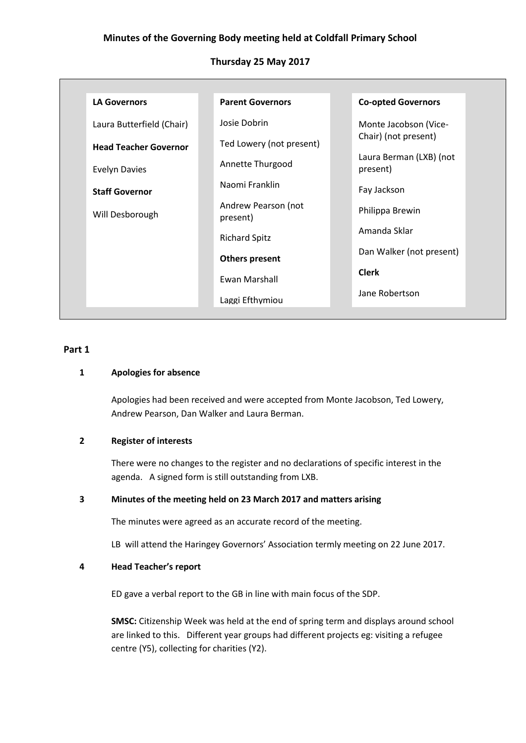# Minutes of the Governing Body meeting held at Coldfall Primary School

## Thursday 25 May 2017

| LA Governors | Parent Governors | Co-opted Governors |
|---|---|---|
| Laura Butterfield (Chair) | Josie Dobrin | Monte Jacobson (Vice-Chair) (not present) |
| **Head Teacher Governor** | Ted Lowery (not present) | Laura Berman (LXB) (not present) |
| Evelyn Davies | Annette Thurgood | Fay Jackson |
| **Staff Governor** | Naomi Franklin | Philippa Brewin |
| Will Desborough | Andrew Pearson (not present) | Amanda Sklar |
| | Richard Spitz | Dan Walker (not present) |
| | **Others present** | **Clerk** |
| | Ewan Marshall | Jane Robertson |
| | Laggi Efthymiou | |

**Part 1**

**1 Apologies for absence**

Apologies had been received and were accepted from Monte Jacobson, Ted Lowery, Andrew Pearson, Dan Walker and Laura Berman.

**2 Register of interests**

There were no changes to the register and no declarations of specific interest in the agenda. A signed form is still outstanding from LXB.

**3 Minutes of the meeting held on 23 March 2017 and matters arising**

The minutes were agreed as an accurate record of the meeting.

LB will attend the Haringey Governors' Association termly meeting on 22 June 2017.

**4 Head Teacher's report**

ED gave a verbal report to the GB in line with main focus of the SDP.

**SMSC:** Citizenship Week was held at the end of spring term and displays around school are linked to this. Different year groups had different projects eg: visiting a refugee centre (Y5), collecting for charities (Y2).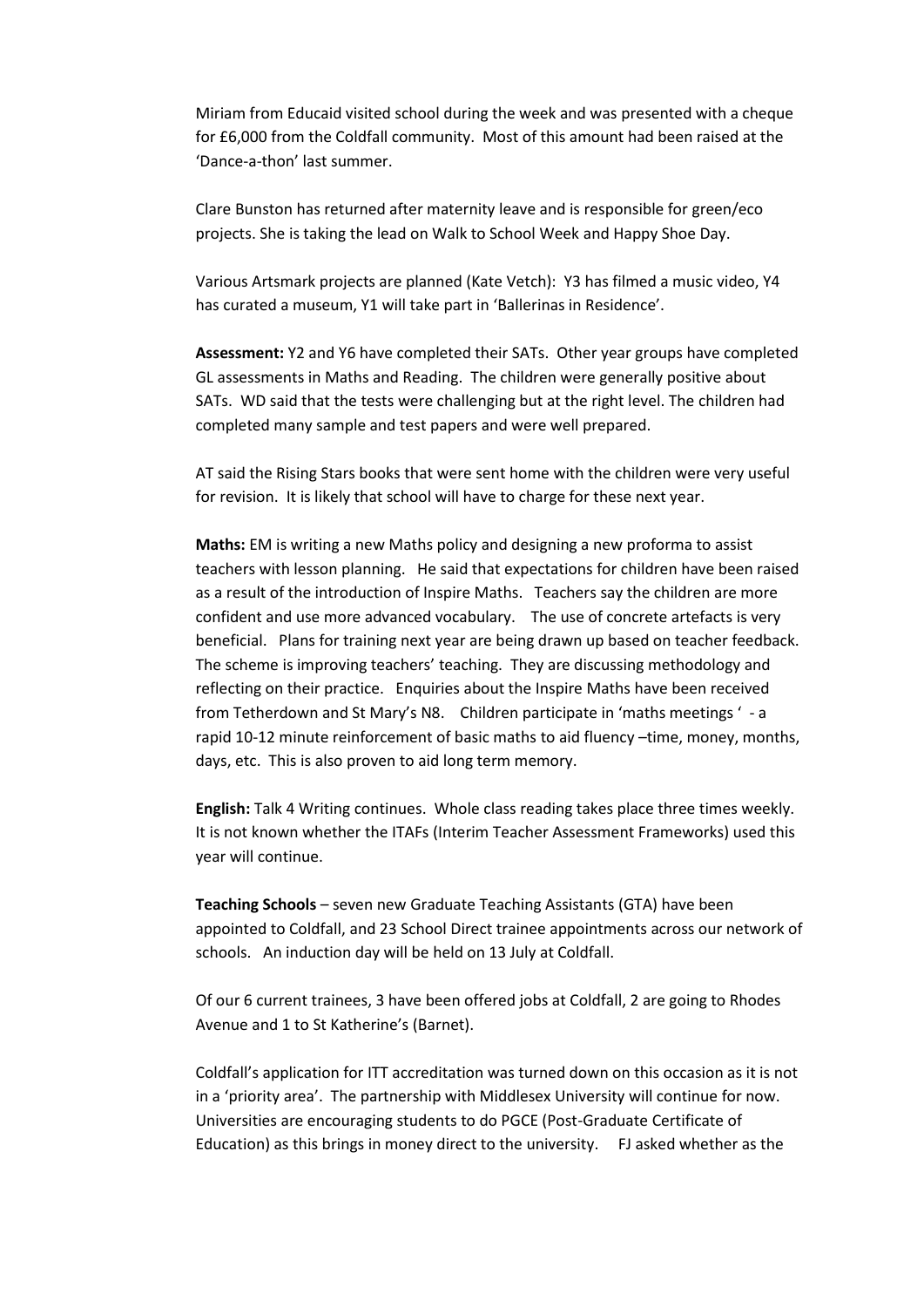Miriam from Educaid visited school during the week and was presented with a cheque for £6,000 from the Coldfall community. Most of this amount had been raised at the 'Dance-a-thon' last summer.

Clare Bunston has returned after maternity leave and is responsible for green/eco projects. She is taking the lead on Walk to School Week and Happy Shoe Day.

Various Artsmark projects are planned (Kate Vetch): Y3 has filmed a music video, Y4 has curated a museum, Y1 will take part in 'Ballerinas in Residence'.

**Assessment:** Y2 and Y6 have completed their SATs. Other year groups have completed GL assessments in Maths and Reading. The children were generally positive about SATs. WD said that the tests were challenging but at the right level. The children had completed many sample and test papers and were well prepared.

AT said the Rising Stars books that were sent home with the children were very useful for revision. It is likely that school will have to charge for these next year.

**Maths:** EM is writing a new Maths policy and designing a new proforma to assist teachers with lesson planning. He said that expectations for children have been raised as a result of the introduction of Inspire Maths. Teachers say the children are more confident and use more advanced vocabulary. The use of concrete artefacts is very beneficial. Plans for training next year are being drawn up based on teacher feedback. The scheme is improving teachers' teaching. They are discussing methodology and reflecting on their practice. Enquiries about the Inspire Maths have been received from Tetherdown and St Mary's N8. Children participate in 'maths meetings ' - a rapid 10-12 minute reinforcement of basic maths to aid fluency –time, money, months, days, etc. This is also proven to aid long term memory.

**English:** Talk 4 Writing continues. Whole class reading takes place three times weekly. It is not known whether the ITAFs (Interim Teacher Assessment Frameworks) used this year will continue.

**Teaching Schools** – seven new Graduate Teaching Assistants (GTA) have been appointed to Coldfall, and 23 School Direct trainee appointments across our network of schools. An induction day will be held on 13 July at Coldfall.

Of our 6 current trainees, 3 have been offered jobs at Coldfall, 2 are going to Rhodes Avenue and 1 to St Katherine's (Barnet).

Coldfall's application for ITT accreditation was turned down on this occasion as it is not in a 'priority area'. The partnership with Middlesex University will continue for now. Universities are encouraging students to do PGCE (Post-Graduate Certificate of Education) as this brings in money direct to the university. FJ asked whether as the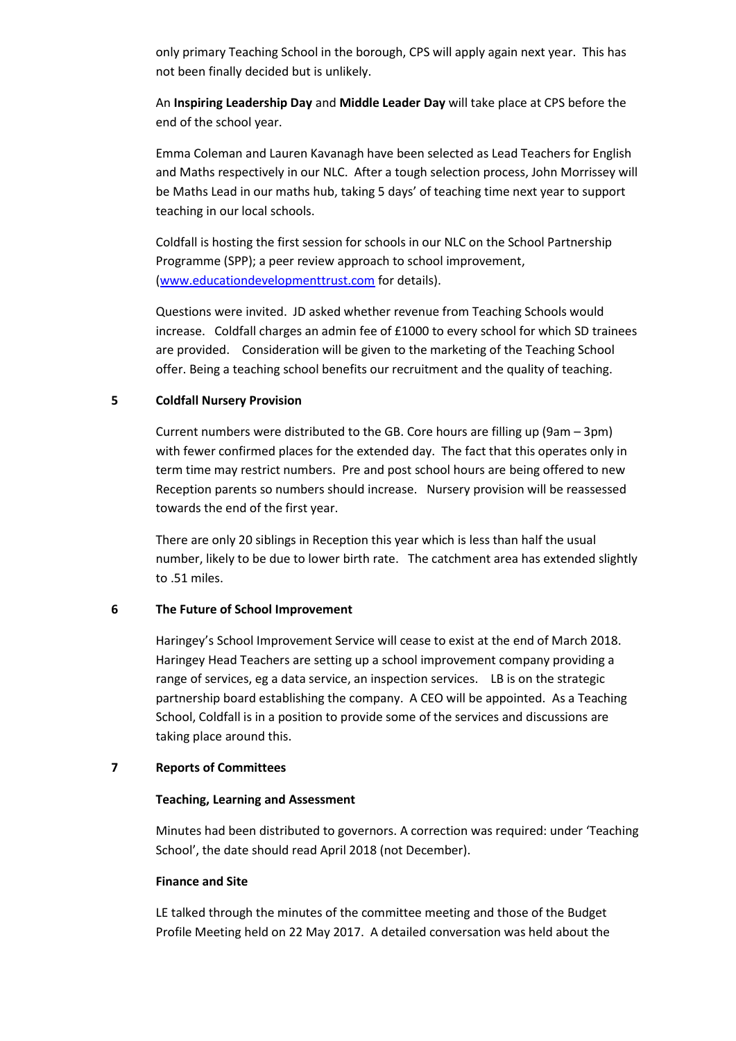only primary Teaching School in the borough, CPS will apply again next year. This has not been finally decided but is unlikely.

An **Inspiring Leadership Day** and **Middle Leader Day** will take place at CPS before the end of the school year.

Emma Coleman and Lauren Kavanagh have been selected as Lead Teachers for English and Maths respectively in our NLC. After a tough selection process, John Morrissey will be Maths Lead in our maths hub, taking 5 days' of teaching time next year to support teaching in our local schools.

Coldfall is hosting the first session for schools in our NLC on the School Partnership Programme (SPP); a peer review approach to school improvement, ([www.educationdevelopmenttrust.com](http://www.educationdevelopmenttrust.com) for details).

Questions were invited. JD asked whether revenue from Teaching Schools would increase. Coldfall charges an admin fee of £1000 to every school for which SD trainees are provided. Consideration will be given to the marketing of the Teaching School offer. Being a teaching school benefits our recruitment and the quality of teaching.

## 5 Coldfall Nursery Provision

Current numbers were distributed to the GB. Core hours are filling up (9am – 3pm) with fewer confirmed places for the extended day. The fact that this operates only in term time may restrict numbers. Pre and post school hours are being offered to new Reception parents so numbers should increase. Nursery provision will be reassessed towards the end of the first year.

There are only 20 siblings in Reception this year which is less than half the usual number, likely to be due to lower birth rate. The catchment area has extended slightly to .51 miles.

## 6 The Future of School Improvement

Haringey's School Improvement Service will cease to exist at the end of March 2018. Haringey Head Teachers are setting up a school improvement company providing a range of services, eg a data service, an inspection services. LB is on the strategic partnership board establishing the company. A CEO will be appointed. As a Teaching School, Coldfall is in a position to provide some of the services and discussions are taking place around this.

## 7 Reports of Committees

**Teaching, Learning and Assessment**

Minutes had been distributed to governors. A correction was required: under 'Teaching School', the date should read April 2018 (not December).

**Finance and Site**

LE talked through the minutes of the committee meeting and those of the Budget Profile Meeting held on 22 May 2017. A detailed conversation was held about the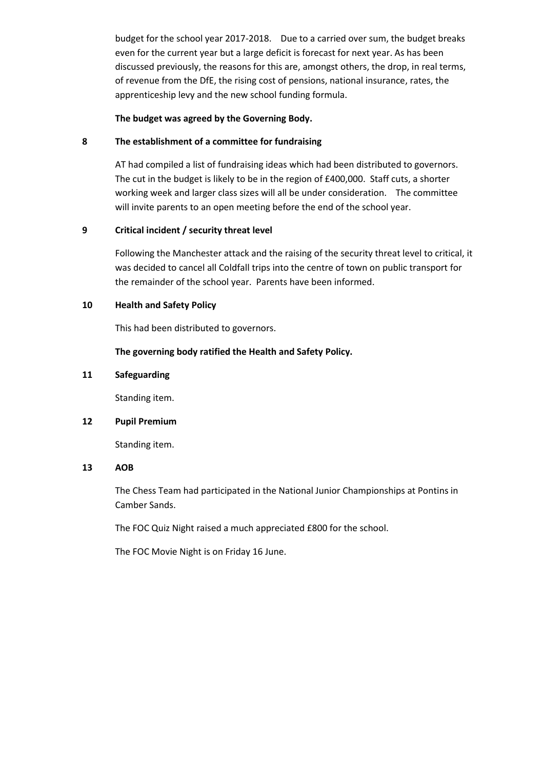budget for the school year 2017-2018. Due to a carried over sum, the budget breaks even for the current year but a large deficit is forecast for next year. As has been discussed previously, the reasons for this are, amongst others, the drop, in real terms, of revenue from the DfE, the rising cost of pensions, national insurance, rates, the apprenticeship levy and the new school funding formula.

**The budget was agreed by the Governing Body.**

## 8 The establishment of a committee for fundraising

AT had compiled a list of fundraising ideas which had been distributed to governors. The cut in the budget is likely to be in the region of £400,000. Staff cuts, a shorter working week and larger class sizes will all be under consideration. The committee will invite parents to an open meeting before the end of the school year.

## 9 Critical incident / security threat level

Following the Manchester attack and the raising of the security threat level to critical, it was decided to cancel all Coldfall trips into the centre of town on public transport for the remainder of the school year. Parents have been informed.

## 10 Health and Safety Policy

This had been distributed to governors.

**The governing body ratified the Health and Safety Policy.**

## 11 Safeguarding

Standing item.

## 12 Pupil Premium

Standing item.

## 13 AOB

The Chess Team had participated in the National Junior Championships at Pontins in Camber Sands.

The FOC Quiz Night raised a much appreciated £800 for the school.

The FOC Movie Night is on Friday 16 June.